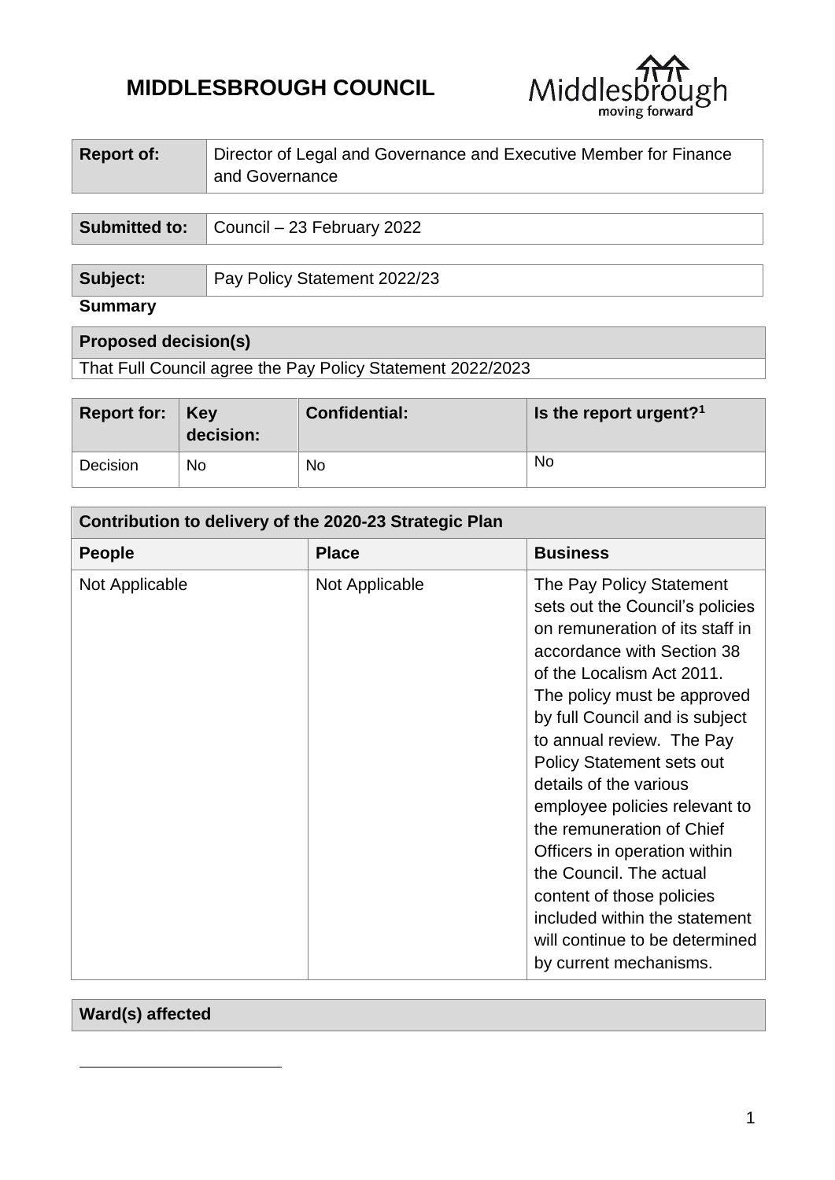# MIDDLESBROUGH COUNCIL

| Report of: | Director of Legal and Governance and Executive Member for Finance and Governance |
|---|---|

| Submitted to: | Council – 23 February 2022 |
|---|---|

| Subject: | Pay Policy Statement 2022/23 |
|---|---|

**Summary**

| Proposed decision(s) |
|---|
| That Full Council agree the Pay Policy Statement 2022/2023 |

| Report for: | Key decision: | Confidential: | Is the report urgent?[1] |
|---|---|---|---|
| Decision | No | No | No |

| Contribution to delivery of the 2020-23 Strategic Plan | | |
|---|---|---|
| **People** | **Place** | **Business** |
| Not Applicable | Not Applicable | The Pay Policy Statement sets out the Council's policies on remuneration of its staff in accordance with Section 38 of the Localism Act 2011. The policy must be approved by full Council and is subject to annual review. The Pay Policy Statement sets out details of the various employee policies relevant to the remuneration of Chief Officers in operation within the Council. The actual content of those policies included within the statement will continue to be determined by current mechanisms. |

| Ward(s) affected |
|---|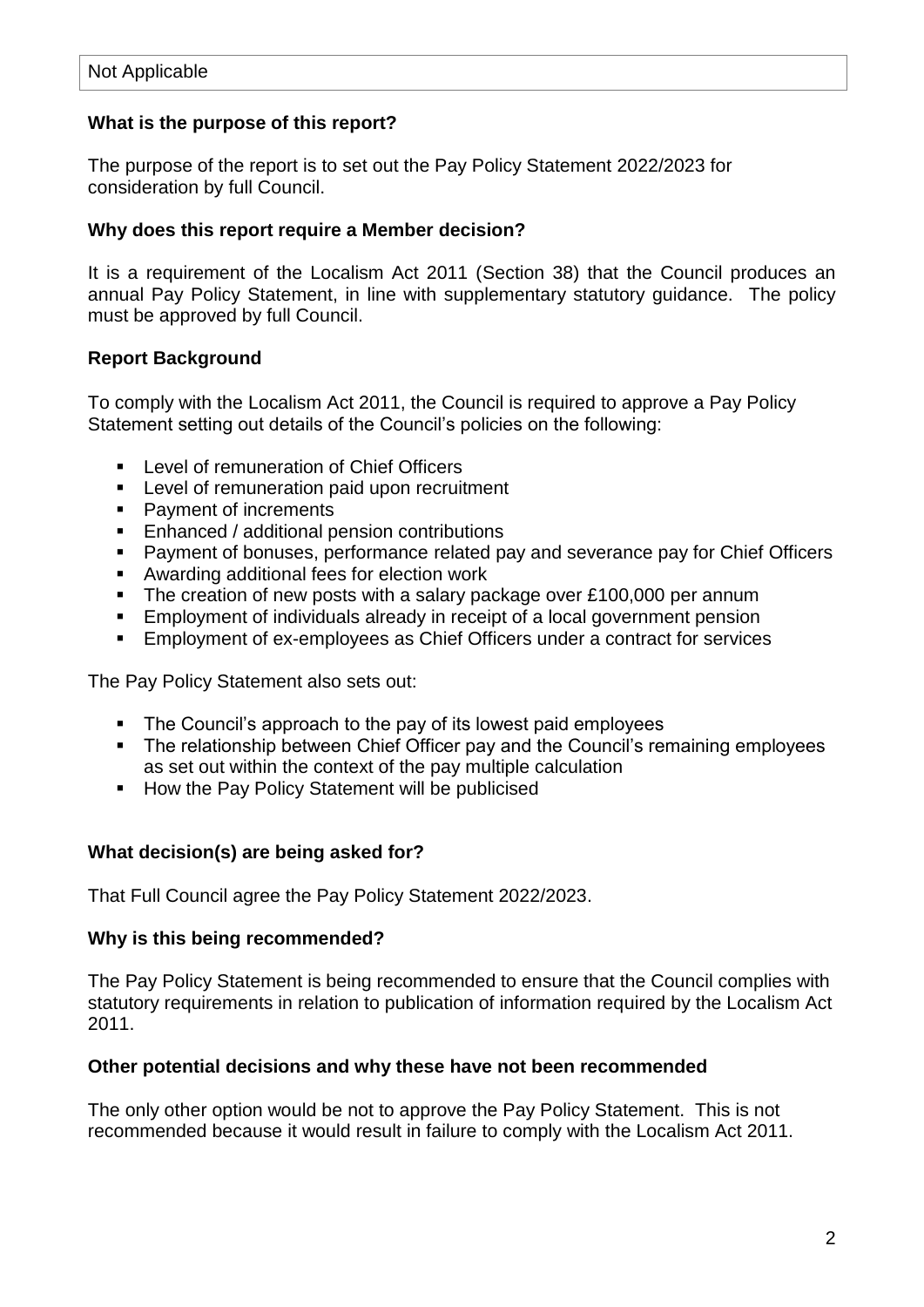Not Applicable

**What is the purpose of this report?**

The purpose of the report is to set out the Pay Policy Statement 2022/2023 for consideration by full Council.

**Why does this report require a Member decision?**

It is a requirement of the Localism Act 2011 (Section 38) that the Council produces an annual Pay Policy Statement, in line with supplementary statutory guidance. The policy must be approved by full Council.

**Report Background**

To comply with the Localism Act 2011, the Council is required to approve a Pay Policy Statement setting out details of the Council's policies on the following:

- Level of remuneration of Chief Officers
- Level of remuneration paid upon recruitment
- Payment of increments
- Enhanced / additional pension contributions
- Payment of bonuses, performance related pay and severance pay for Chief Officers
- Awarding additional fees for election work
- The creation of new posts with a salary package over £100,000 per annum
- Employment of individuals already in receipt of a local government pension
- Employment of ex-employees as Chief Officers under a contract for services

The Pay Policy Statement also sets out:

- The Council's approach to the pay of its lowest paid employees
- The relationship between Chief Officer pay and the Council's remaining employees as set out within the context of the pay multiple calculation
- How the Pay Policy Statement will be publicised

**What decision(s) are being asked for?**

That Full Council agree the Pay Policy Statement 2022/2023.

**Why is this being recommended?**

The Pay Policy Statement is being recommended to ensure that the Council complies with statutory requirements in relation to publication of information required by the Localism Act 2011.

**Other potential decisions and why these have not been recommended**

The only other option would be not to approve the Pay Policy Statement. This is not recommended because it would result in failure to comply with the Localism Act 2011.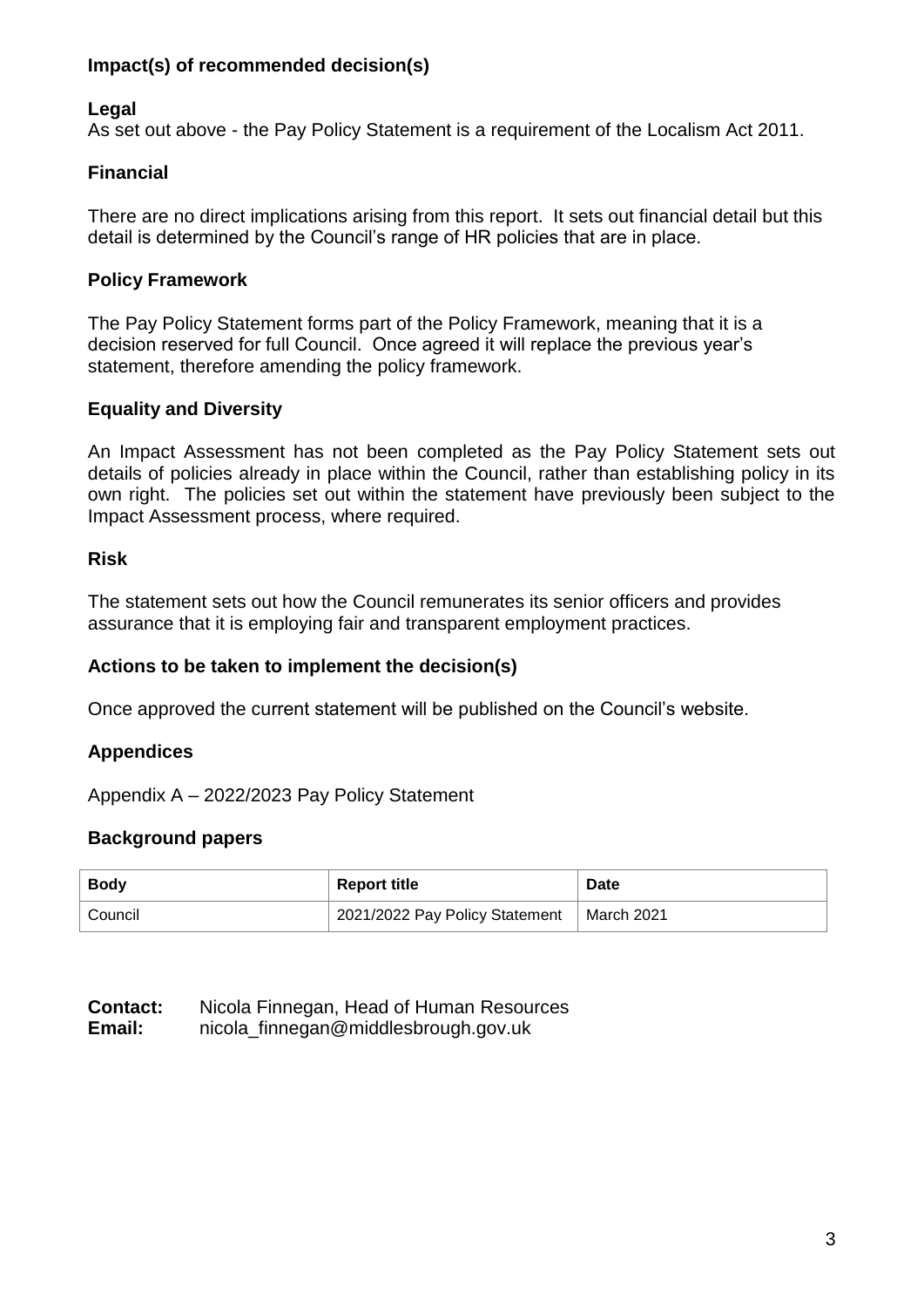## Impact(s) of recommended decision(s)

### Legal

As set out above - the Pay Policy Statement is a requirement of the Localism Act 2011.

### Financial

There are no direct implications arising from this report. It sets out financial detail but this detail is determined by the Council's range of HR policies that are in place.

### Policy Framework

The Pay Policy Statement forms part of the Policy Framework, meaning that it is a decision reserved for full Council. Once agreed it will replace the previous year's statement, therefore amending the policy framework.

### Equality and Diversity

An Impact Assessment has not been completed as the Pay Policy Statement sets out details of policies already in place within the Council, rather than establishing policy in its own right. The policies set out within the statement have previously been subject to the Impact Assessment process, where required.

### Risk

The statement sets out how the Council remunerates its senior officers and provides assurance that it is employing fair and transparent employment practices.

## Actions to be taken to implement the decision(s)

Once approved the current statement will be published on the Council's website.

## Appendices

Appendix A – 2022/2023 Pay Policy Statement

## Background papers

| Body | Report title | Date |
|---|---|---|
| Council | 2021/2022 Pay Policy Statement | March 2021 |

**Contact:** Nicola Finnegan, Head of Human Resources
**Email:** nicola_finnegan@middlesbrough.gov.uk